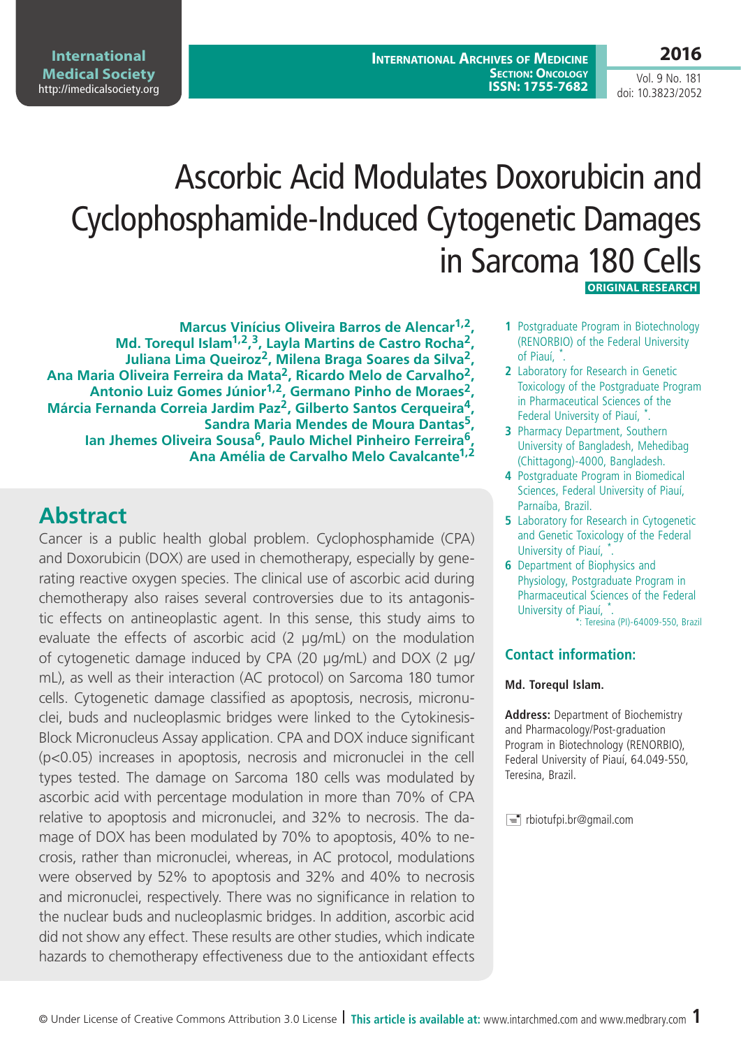# Ascorbic Acid Modulates Doxorubicin and Cyclophosphamide-Induced Cytogenetic Damages in Sarcoma 180 Cells

**ORIGINAL RESEARCH**

**Marcus Vinícius Oliveira Barros de Alencar[1,2], Md. Torequl Islam[1,2,3], Layla Martins de Castro Rocha[2], Juliana Lima Queiroz[2], Milena Braga Soares da Silva[2], Ana Maria Oliveira Ferreira da Mata[2], Ricardo Melo de Carvalho[2], Antonio Luiz Gomes Júnior[1,2], Germano Pinho de Moraes[2], Márcia Fernanda Correia Jardim Paz[2], Gilberto Santos Cerqueira[4], Sandra Maria Mendes de Moura Dantas[5], Ian Jhemes Oliveira Sousa[6], Paulo Michel Pinheiro Ferreira[6], Ana Amélia de Carvalho Melo Cavalcante[1,2]**

1. Postgraduate Program in Biotechnology (RENORBIO) of the Federal University of Piauí, *.
2. Laboratory for Research in Genetic Toxicology of the Postgraduate Program in Pharmaceutical Sciences of the Federal University of Piauí, *.
3. Pharmacy Department, Southern University of Bangladesh, Mehedibag (Chittagong)-4000, Bangladesh.
4. Postgraduate Program in Biomedical Sciences, Federal University of Piauí, Parnaíba, Brazil.
5. Laboratory for Research in Cytogenetic and Genetic Toxicology of the Federal University of Piauí, *.
6. Department of Biophysics and Physiology, Postgraduate Program in Pharmaceutical Sciences of the Federal University of Piauí, *.

*: Teresina (PI)-64009-550, Brazil

## Contact information:

**Md. Torequl Islam.**

**Address:** Department of Biochemistry and Pharmacology/Post-graduation Program in Biotechnology (RENORBIO), Federal University of Piauí, 64.049-550, Teresina, Brazil.

rbiotufpi.br@gmail.com

## Abstract

Cancer is a public health global problem. Cyclophosphamide (CPA) and Doxorubicin (DOX) are used in chemotherapy, especially by generating reactive oxygen species. The clinical use of ascorbic acid during chemotherapy also raises several controversies due to its antagonistic effects on antineoplastic agent. In this sense, this study aims to evaluate the effects of ascorbic acid (2 μg/mL) on the modulation of cytogenetic damage induced by CPA (20 μg/mL) and DOX (2 μg/mL), as well as their interaction (AC protocol) on Sarcoma 180 tumor cells. Cytogenetic damage classified as apoptosis, necrosis, micronuclei, buds and nucleoplasmic bridges were linked to the Cytokinesis-Block Micronucleus Assay application. CPA and DOX induce significant ($p<0.05$) increases in apoptosis, necrosis and micronuclei in the cell types tested. The damage on Sarcoma 180 cells was modulated by ascorbic acid with percentage modulation in more than 70% of CPA relative to apoptosis and micronuclei, and 32% to necrosis. The damage of DOX has been modulated by 70% to apoptosis, 40% to necrosis, rather than micronuclei, whereas, in AC protocol, modulations were observed by 52% to apoptosis and 32% and 40% to necrosis and micronuclei, respectively. There was no significance in relation to the nuclear buds and nucleoplasmic bridges. In addition, ascorbic acid did not show any effect. These results are other studies, which indicate hazards to chemotherapy effectiveness due to the antioxidant effects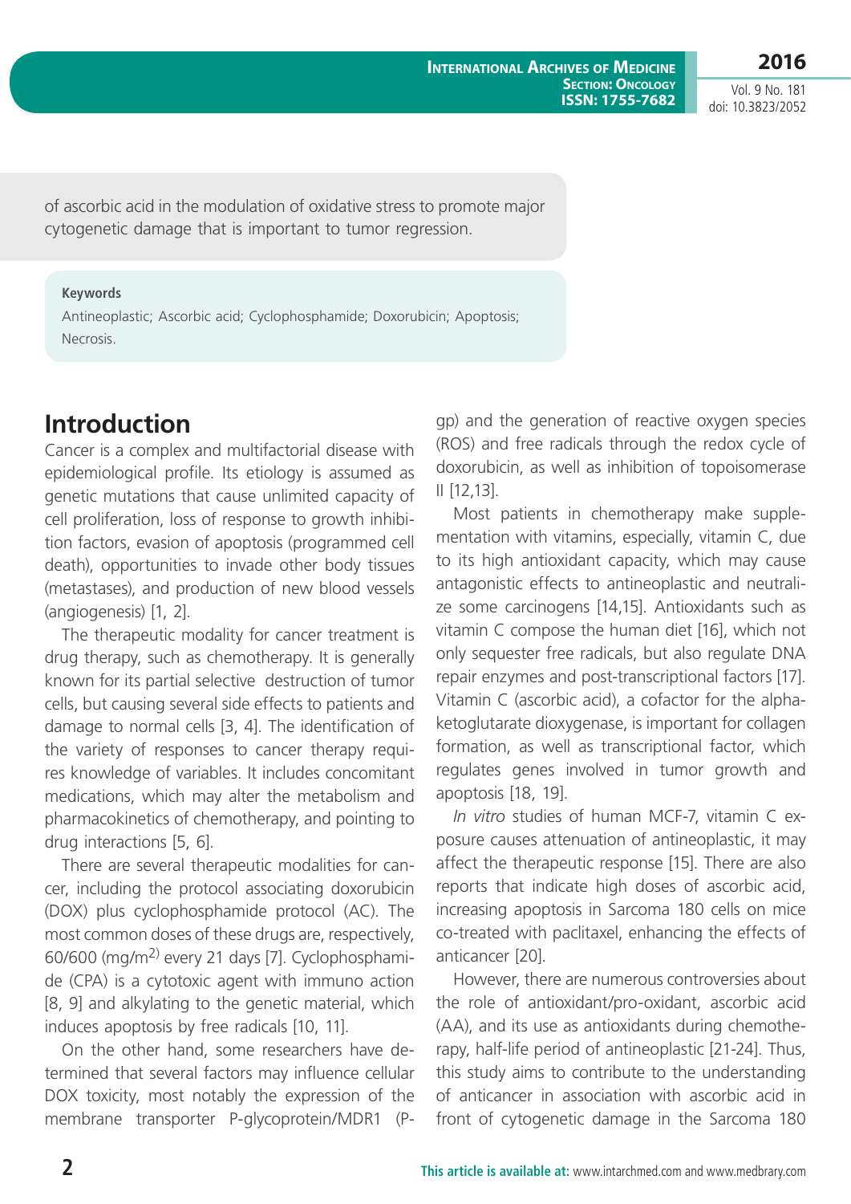of ascorbic acid in the modulation of oxidative stress to promote major cytogenetic damage that is important to tumor regression.

**Keywords**

Antineoplastic; Ascorbic acid; Cyclophosphamide; Doxorubicin; Apoptosis; Necrosis.

## Introduction

Cancer is a complex and multifactorial disease with epidemiological profile. Its etiology is assumed as genetic mutations that cause unlimited capacity of cell proliferation, loss of response to growth inhibition factors, evasion of apoptosis (programmed cell death), opportunities to invade other body tissues (metastases), and production of new blood vessels (angiogenesis) [1, 2].

The therapeutic modality for cancer treatment is drug therapy, such as chemotherapy. It is generally known for its partial selective destruction of tumor cells, but causing several side effects to patients and damage to normal cells [3, 4]. The identification of the variety of responses to cancer therapy requires knowledge of variables. It includes concomitant medications, which may alter the metabolism and pharmacokinetics of chemotherapy, and pointing to drug interactions [5, 6].

There are several therapeutic modalities for cancer, including the protocol associating doxorubicin (DOX) plus cyclophosphamide protocol (AC). The most common doses of these drugs are, respectively, 60/600 (mg/m$^{2}$) every 21 days [7]. Cyclophosphamide (CPA) is a cytotoxic agent with immuno action [8, 9] and alkylating to the genetic material, which induces apoptosis by free radicals [10, 11].

On the other hand, some researchers have determined that several factors may influence cellular DOX toxicity, most notably the expression of the membrane transporter P-glycoprotein/MDR1 (P-gp) and the generation of reactive oxygen species (ROS) and free radicals through the redox cycle of doxorubicin, as well as inhibition of topoisomerase II [12,13].

Most patients in chemotherapy make supplementation with vitamins, especially, vitamin C, due to its high antioxidant capacity, which may cause antagonistic effects to antineoplastic and neutralize some carcinogens [14,15]. Antioxidants such as vitamin C compose the human diet [16], which not only sequester free radicals, but also regulate DNA repair enzymes and post-transcriptional factors [17]. Vitamin C (ascorbic acid), a cofactor for the alpha-ketoglutarate dioxygenase, is important for collagen formation, as well as transcriptional factor, which regulates genes involved in tumor growth and apoptosis [18, 19].

*In vitro* studies of human MCF-7, vitamin C exposure causes attenuation of antineoplastic, it may affect the therapeutic response [15]. There are also reports that indicate high doses of ascorbic acid, increasing apoptosis in Sarcoma 180 cells on mice co-treated with paclitaxel, enhancing the effects of anticancer [20].

However, there are numerous controversies about the role of antioxidant/pro-oxidant, ascorbic acid (AA), and its use as antioxidants during chemotherapy, half-life period of antineoplastic [21-24]. Thus, this study aims to contribute to the understanding of anticancer in association with ascorbic acid in front of cytogenetic damage in the Sarcoma 180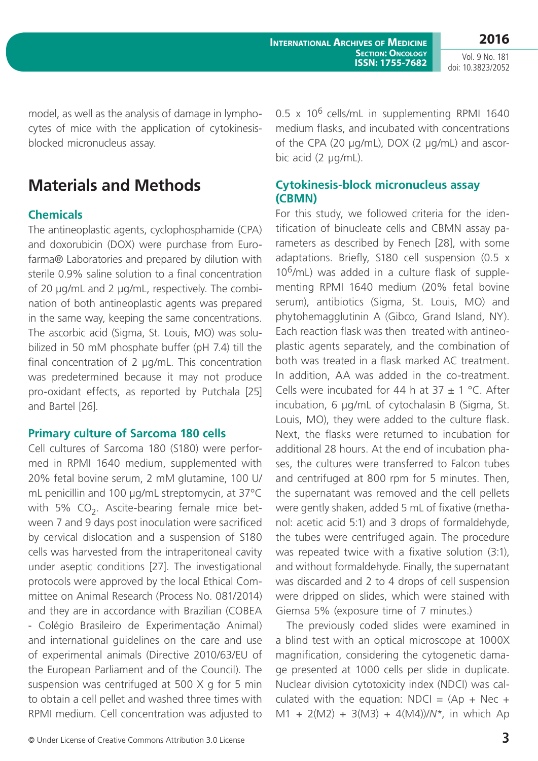model, as well as the analysis of damage in lymphocytes of mice with the application of cytokinesis-blocked micronucleus assay.

## Materials and Methods

### Chemicals

The antineoplastic agents, cyclophosphamide (CPA) and doxorubicin (DOX) were purchase from Eurofarma® Laboratories and prepared by dilution with sterile 0.9% saline solution to a final concentration of 20 µg/mL and 2 µg/mL, respectively. The combination of both antineoplastic agents was prepared in the same way, keeping the same concentrations. The ascorbic acid (Sigma, St. Louis, MO) was solubilized in 50 mM phosphate buffer (pH 7.4) till the final concentration of 2 µg/mL. This concentration was predetermined because it may not produce pro-oxidant effects, as reported by Putchala [25] and Bartel [26].

### Primary culture of Sarcoma 180 cells

Cell cultures of Sarcoma 180 (S180) were performed in RPMI 1640 medium, supplemented with 20% fetal bovine serum, 2 mM glutamine, 100 U/mL penicillin and 100 µg/mL streptomycin, at 37°C with 5% $CO_2$. Ascite-bearing female mice between 7 and 9 days post inoculation were sacrificed by cervical dislocation and a suspension of S180 cells was harvested from the intraperitoneal cavity under aseptic conditions [27]. The investigational protocols were approved by the local Ethical Committee on Animal Research (Process No. 081/2014) and they are in accordance with Brazilian (COBEA - Colégio Brasileiro de Experimentação Animal) and international guidelines on the care and use of experimental animals (Directive 2010/63/EU of the European Parliament and of the Council). The suspension was centrifuged at 500 X g for 5 min to obtain a cell pellet and washed three times with RPMI medium. Cell concentration was adjusted to $0.5 \times 10^6$ cells/mL in supplementing RPMI 1640 medium flasks, and incubated with concentrations of the CPA (20 µg/mL), DOX (2 µg/mL) and ascorbic acid (2 µg/mL).

### Cytokinesis-block micronucleus assay (CBMN)

For this study, we followed criteria for the identification of binucleate cells and CBMN assay parameters as described by Fenech [28], with some adaptations. Briefly, S180 cell suspension ($0.5 \times 10^6$/mL) was added in a culture flask of supplementing RPMI 1640 medium (20% fetal bovine serum), antibiotics (Sigma, St. Louis, MO) and phytohemagglutinin A (Gibco, Grand Island, NY). Each reaction flask was then treated with antineoplastic agents separately, and the combination of both was treated in a flask marked AC treatment. In addition, AA was added in the co-treatment. Cells were incubated for 44 h at 37 ± 1 °C. After incubation, 6 µg/mL of cytochalasin B (Sigma, St. Louis, MO), they were added to the culture flask. Next, the flasks were returned to incubation for additional 28 hours. At the end of incubation phases, the cultures were transferred to Falcon tubes and centrifuged at 800 rpm for 5 minutes. Then, the supernatant was removed and the cell pellets were gently shaken, added 5 mL of fixative (methanol: acetic acid 5:1) and 3 drops of formaldehyde, the tubes were centrifuged again. The procedure was repeated twice with a fixative solution (3:1), and without formaldehyde. Finally, the supernatant was discarded and 2 to 4 drops of cell suspension were dripped on slides, which were stained with Giemsa 5% (exposure time of 7 minutes.)

The previously coded slides were examined in a blind test with an optical microscope at 1000X magnification, considering the cytogenetic damage presented at 1000 cells per slide in duplicate. Nuclear division cytotoxicity index (NDCI) was calculated with the equation: $NDCI = (Ap + Nec + M1 + 2(M2) + 3(M3) + 4(M4))/N^*$, in which Ap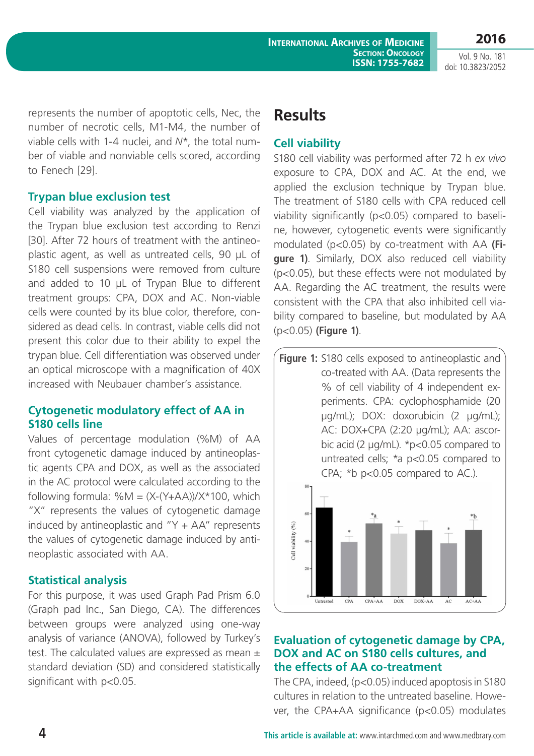represents the number of apoptotic cells, Nec, the number of necrotic cells, M1-M4, the number of viable cells with 1-4 nuclei, and $N^*$, the total number of viable and nonviable cells scored, according to Fenech [29].

### Trypan blue exclusion test

Cell viability was analyzed by the application of the Trypan blue exclusion test according to Renzi [30]. After 72 hours of treatment with the antineoplastic agent, as well as untreated cells, 90 µL of S180 cell suspensions were removed from culture and added to 10 µL of Trypan Blue to different treatment groups: CPA, DOX and AC. Non-viable cells were counted by its blue color, therefore, considered as dead cells. In contrast, viable cells did not present this color due to their ability to expel the trypan blue. Cell differentiation was observed under an optical microscope with a magnification of 40X increased with Neubauer chamber's assistance.

### Cytogenetic modulatory effect of AA in S180 cells line

Values of percentage modulation (%M) of AA front cytogenetic damage induced by antineoplastic agents CPA and DOX, as well as the associated in the AC protocol were calculated according to the following formula: $\%M = (X-(Y+AA))/X*100$, which "X" represents the values of cytogenetic damage induced by antineoplastic and "Y + AA" represents the values of cytogenetic damage induced by antineoplastic associated with AA.

### Statistical analysis

For this purpose, it was used Graph Pad Prism 6.0 (Graph pad Inc., San Diego, CA). The differences between groups were analyzed using one-way analysis of variance (ANOVA), followed by Turkey's test. The calculated values are expressed as mean ± standard deviation (SD) and considered statistically significant with $p<0.05$.

## Results

### Cell viability

S180 cell viability was performed after 72 h *ex vivo* exposure to CPA, DOX and AC. At the end, we applied the exclusion technique by Trypan blue. The treatment of S180 cells with CPA reduced cell viability significantly ($p<0.05$) compared to baseline, however, cytogenetic events were significantly modulated ($p<0.05$) by co-treatment with AA **(Figure 1)**. Similarly, DOX also reduced cell viability ($p<0.05$), but these effects were not modulated by AA. Regarding the AC treatment, the results were consistent with the CPA that also inhibited cell viability compared to baseline, but modulated by AA ($p<0.05$) **(Figure 1)**.

**Figure 1:** S180 cells exposed to antineoplastic and co-treated with AA. (Data represents the % of cell viability of 4 independent experiments. CPA: cyclophosphamide (20 µg/mL); DOX: doxorubicin (2 µg/mL); AC: DOX+CPA (2:20 µg/mL); AA: ascorbic acid (2 µg/mL). *$p<0.05$ compared to untreated cells; *a $p<0.05$ compared to CPA; *b $p<0.05$ compared to AC.).

### Evaluation of cytogenetic damage by CPA, DOX and AC on S180 cells cultures, and the effects of AA co-treatment

The CPA, indeed, ($p<0.05$) induced apoptosis in S180 cultures in relation to the untreated baseline. However, the CPA+AA significance ($p<0.05$) modulates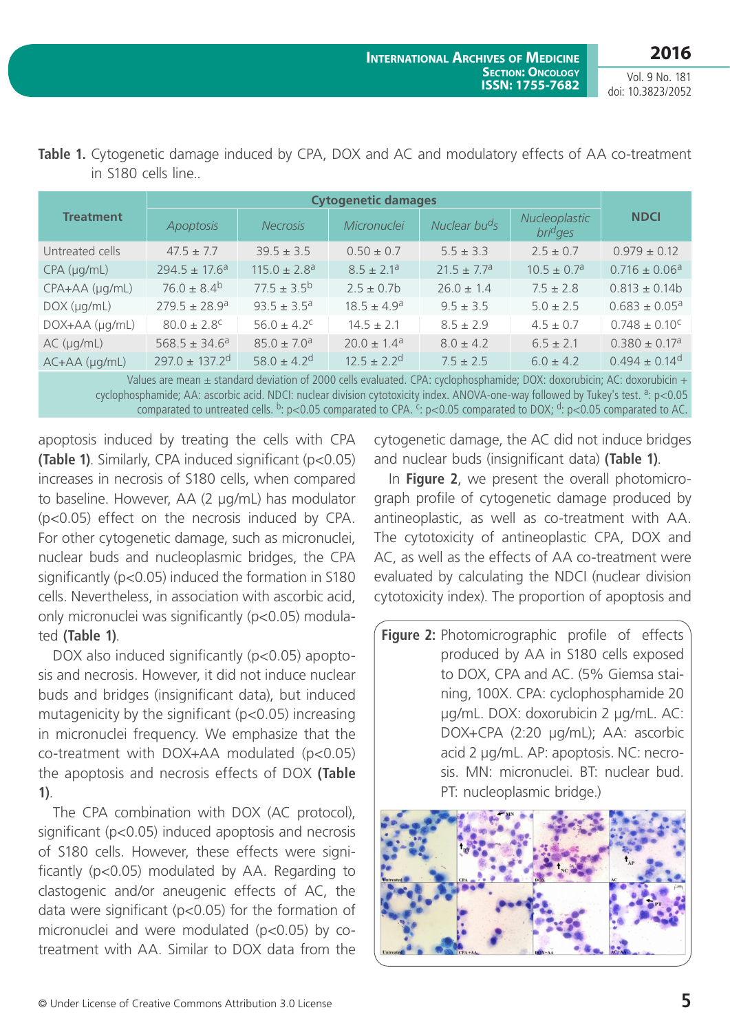**Table 1.** Cytogenetic damage induced by CPA, DOX and AC and modulatory effects of AA co-treatment in S180 cells line..

| Treatment | Cytogenetic damages | | | | | NDCI |
|---|---|---|---|---|---|---|
| | *Apoptosis* | *Necrosis* | *Micronuclei* | *Nuclear buds* | *Nucleoplastic bridges* | |
| Untreated cells | 47.5 ± 7.7 | 39.5 ± 3.5 | 0.50 ± 0.7 | 5.5 ± 3.3 | 2.5 ± 0.7 | 0.979 ± 0.12 |
| CPA (µg/mL) | 294.5 ± 17.6[a] | 115.0 ± 2.8[a] | 8.5 ± 2.1[a] | 21.5 ± 7.7[a] | 10.5 ± 0.7[a] | 0.716 ± 0.06[a] |
| CPA+AA (µg/mL) | 76.0 ± 8.4[b] | 77.5 ± 3.5[b] | 2.5 ± 0.7b | 26.0 ± 1.4 | 7.5 ± 2.8 | 0.813 ± 0.14b |
| DOX (µg/mL) | 279.5 ± 28.9[a] | 93.5 ± 3.5[a] | 18.5 ± 4.9[a] | 9.5 ± 3.5 | 5.0 ± 2.5 | 0.683 ± 0.05[a] |
| DOX+AA (µg/mL) | 80.0 ± 2.8[c] | 56.0 ± 4.2[c] | 14.5 ± 2.1 | 8.5 ± 2.9 | 4.5 ± 0.7 | 0.748 ± 0.10[c] |
| AC (µg/mL) | 568.5 ± 34.6[a] | 85.0 ± 7.0[a] | 20.0 ± 1.4[a] | 8.0 ± 4.2 | 6.5 ± 2.1 | 0.380 ± 0.17[a] |
| AC+AA (µg/mL) | 297.0 ± 137.2[d] | 58.0 ± 4.2[d] | 12.5 ± 2.2[d] | 7.5 ± 2.5 | 6.0 ± 4.2 | 0.494 ± 0.14[d] |

Values are mean ± standard deviation of 2000 cells evaluated. CPA: cyclophosphamide; DOX: doxorubicin; AC: doxorubicin + cyclophosphamide; AA: ascorbic acid. NDCI: nuclear division cytotoxicity index. ANOVA-one-way followed by Tukey's test. [a]: $p<0.05$ compared to untreated cells. [b]: $p<0.05$ compared to CPA. [c]: $p<0.05$ compared to DOX; [d]: $p<0.05$ compared to AC.

apoptosis induced by treating the cells with CPA **(Table 1)**. Similarly, CPA induced significant ($p<0.05$) increases in necrosis of S180 cells, when compared to baseline. However, AA (2 µg/mL) has modulator ($p<0.05$) effect on the necrosis induced by CPA. For other cytogenetic damage, such as micronuclei, nuclear buds and nucleoplasmic bridges, the CPA significantly ($p<0.05$) induced the formation in S180 cells. Nevertheless, in association with ascorbic acid, only micronuclei was significantly ($p<0.05$) modulated **(Table 1)**.

DOX also induced significantly ($p<0.05$) apoptosis and necrosis. However, it did not induce nuclear buds and bridges (insignificant data), but induced mutagenicity by the significant ($p<0.05$) increasing in micronuclei frequency. We emphasize that the co-treatment with DOX+AA modulated ($p<0.05$) the apoptosis and necrosis effects of DOX **(Table 1)**.

The CPA combination with DOX (AC protocol), significant ($p<0.05$) induced apoptosis and necrosis of S180 cells. However, these effects were significantly ($p<0.05$) modulated by AA. Regarding to clastogenic and/or aneugenic effects of AC, the data were significant ($p<0.05$) for the formation of micronuclei and were modulated ($p<0.05$) by co-treatment with AA. Similar to DOX data from the cytogenetic damage, the AC did not induce bridges and nuclear buds (insignificant data) **(Table 1)**.

In **Figure 2**, we present the overall photomicrograph profile of cytogenetic damage produced by antineoplastic, as well as co-treatment with AA. The cytotoxicity of antineoplastic CPA, DOX and AC, as well as the effects of AA co-treatment were evaluated by calculating the NDCI (nuclear division cytotoxicity index). The proportion of apoptosis and

**Figure 2:** Photomicrographic profile of effects produced by AA in S180 cells exposed to DOX, CPA and AC. (5% Giemsa staining, 100X. CPA: cyclophosphamide 20 µg/mL. DOX: doxorubicin 2 µg/mL. AC: DOX+CPA (2:20 µg/mL); AA: ascorbic acid 2 µg/mL. AP: apoptosis. NC: necrosis. MN: micronuclei. BT: nuclear bud. PT: nucleoplasmic bridge.)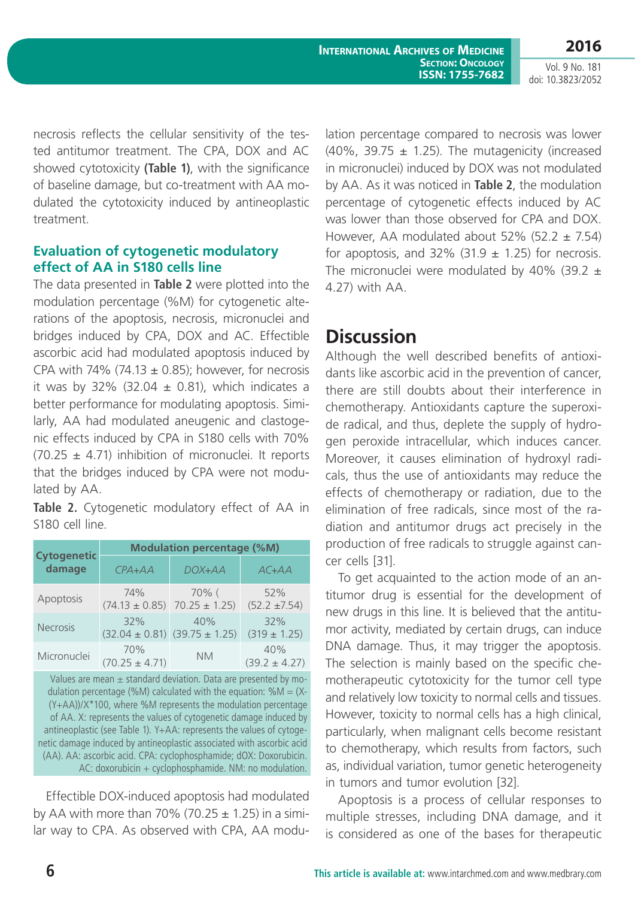necrosis reflects the cellular sensitivity of the tested antitumor treatment. The CPA, DOX and AC showed cytotoxicity **(Table 1)**, with the significance of baseline damage, but co-treatment with AA modulated the cytotoxicity induced by antineoplastic treatment.

### Evaluation of cytogenetic modulatory effect of AA in S180 cells line

The data presented in **Table 2** were plotted into the modulation percentage (%M) for cytogenetic alterations of the apoptosis, necrosis, micronuclei and bridges induced by CPA, DOX and AC. Effectible ascorbic acid had modulated apoptosis induced by CPA with 74% (74.13 ± 0.85); however, for necrosis it was by 32% (32.04 ± 0.81), which indicates a better performance for modulating apoptosis. Similarly, AA had modulated aneugenic and clastogenic effects induced by CPA in S180 cells with 70% (70.25 ± 4.71) inhibition of micronuclei. It reports that the bridges induced by CPA were not modulated by AA.

**Table 2.** Cytogenetic modulatory effect of AA in S180 cell line.

| Cytogenetic damage | Modulation percentage (%M) | | |
|---|---|---|---|
| | *CPA+AA* | *DOX+AA* | *AC+AA* |
| Apoptosis | 74% (74.13 ± 0.85) | 70% ( 70.25 ± 1.25) | 52% (52.2 ±7.54) |
| Necrosis | 32% (32.04 ± 0.81) | 40% (39.75 ± 1.25) | 32% (319 ± 1.25) |
| Micronuclei | 70% (70.25 ± 4.71) | NM | 40% (39.2 ± 4.27) |

Values are mean ± standard deviation. Data are presented by modulation percentage (%M) calculated with the equation: %M = (X-(Y+AA))/X*100, where %M represents the modulation percentage of AA. X: represents the values of cytogenetic damage induced by antineoplastic (see Table 1). Y+AA: represents the values of cytogenetic damage induced by antineoplastic associated with ascorbic acid (AA). AA: ascorbic acid. CPA: cyclophosphamide; dOX: Doxorubicin. AC: doxorubicin + cyclophosphamide. NM: no modulation.

Effectible DOX-induced apoptosis had modulated by AA with more than 70% (70.25 ± 1.25) in a similar way to CPA. As observed with CPA, AA modulation percentage compared to necrosis was lower (40%, 39.75 ± 1.25). The mutagenicity (increased in micronuclei) induced by DOX was not modulated by AA. As it was noticed in **Table 2**, the modulation percentage of cytogenetic effects induced by AC was lower than those observed for CPA and DOX. However, AA modulated about 52% (52.2 ± 7.54) for apoptosis, and 32% (31.9 ± 1.25) for necrosis. The micronuclei were modulated by 40% (39.2 ± 4.27) with AA.

## Discussion

Although the well described benefits of antioxidants like ascorbic acid in the prevention of cancer, there are still doubts about their interference in chemotherapy. Antioxidants capture the superoxide radical, and thus, deplete the supply of hydrogen peroxide intracellular, which induces cancer. Moreover, it causes elimination of hydroxyl radicals, thus the use of antioxidants may reduce the effects of chemotherapy or radiation, due to the elimination of free radicals, since most of the radiation and antitumor drugs act precisely in the production of free radicals to struggle against cancer cells [31].

To get acquainted to the action mode of an antitumor drug is essential for the development of new drugs in this line. It is believed that the antitumor activity, mediated by certain drugs, can induce DNA damage. Thus, it may trigger the apoptosis. The selection is mainly based on the specific chemotherapeutic cytotoxicity for the tumor cell type and relatively low toxicity to normal cells and tissues. However, toxicity to normal cells has a high clinical, particularly, when malignant cells become resistant to chemotherapy, which results from factors, such as, individual variation, tumor genetic heterogeneity in tumors and tumor evolution [32].

Apoptosis is a process of cellular responses to multiple stresses, including DNA damage, and it is considered as one of the bases for therapeutic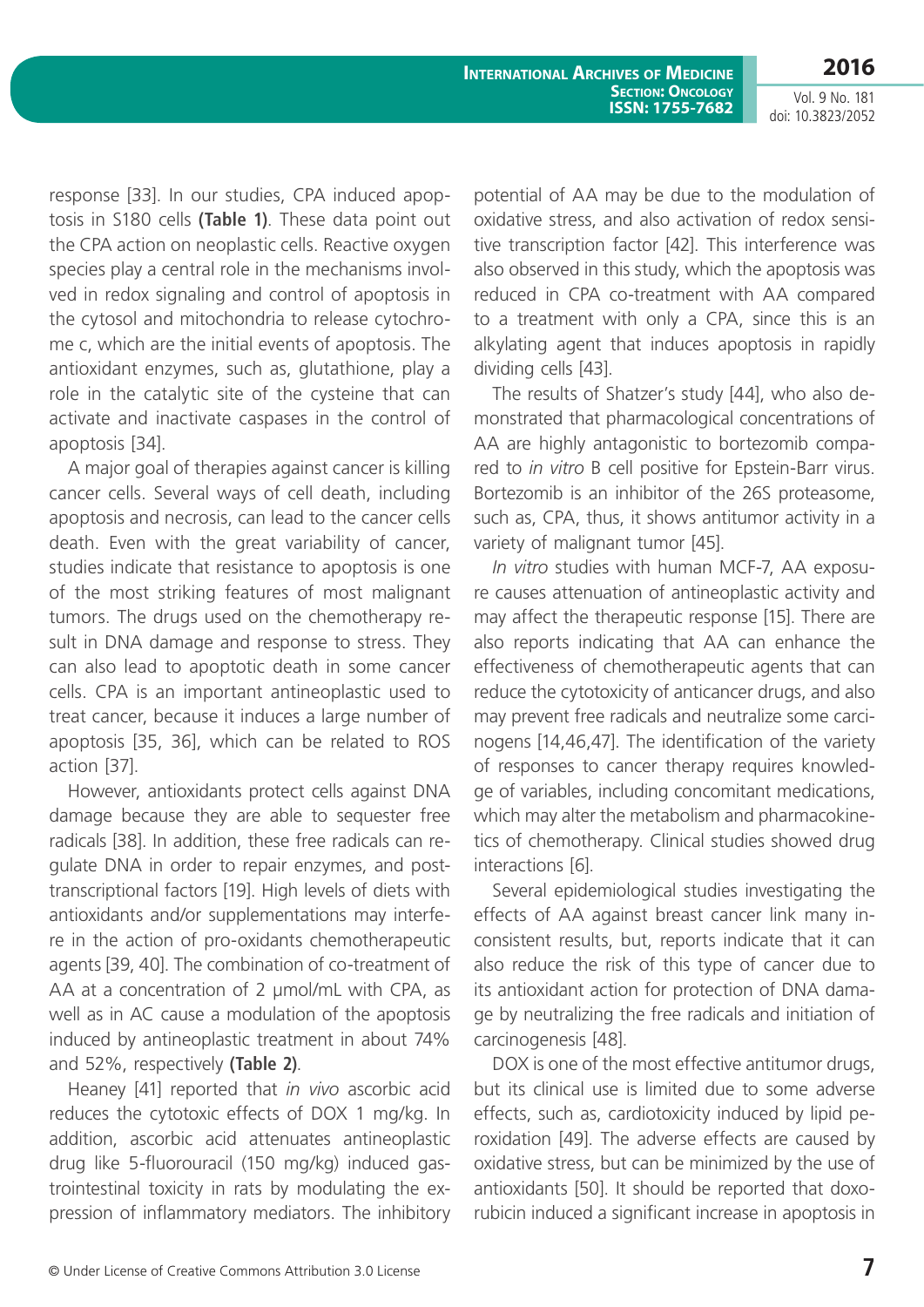response [33]. In our studies, CPA induced apoptosis in S180 cells **(Table 1)**. These data point out the CPA action on neoplastic cells. Reactive oxygen species play a central role in the mechanisms involved in redox signaling and control of apoptosis in the cytosol and mitochondria to release cytochrome c, which are the initial events of apoptosis. The antioxidant enzymes, such as, glutathione, play a role in the catalytic site of the cysteine that can activate and inactivate caspases in the control of apoptosis [34].

A major goal of therapies against cancer is killing cancer cells. Several ways of cell death, including apoptosis and necrosis, can lead to the cancer cells death. Even with the great variability of cancer, studies indicate that resistance to apoptosis is one of the most striking features of most malignant tumors. The drugs used on the chemotherapy result in DNA damage and response to stress. They can also lead to apoptotic death in some cancer cells. CPA is an important antineoplastic used to treat cancer, because it induces a large number of apoptosis [35, 36], which can be related to ROS action [37].

However, antioxidants protect cells against DNA damage because they are able to sequester free radicals [38]. In addition, these free radicals can regulate DNA in order to repair enzymes, and post-transcriptional factors [19]. High levels of diets with antioxidants and/or supplementations may interfere in the action of pro-oxidants chemotherapeutic agents [39, 40]. The combination of co-treatment of AA at a concentration of 2 μmol/mL with CPA, as well as in AC cause a modulation of the apoptosis induced by antineoplastic treatment in about 74% and 52%, respectively **(Table 2)**.

Heaney [41] reported that *in vivo* ascorbic acid reduces the cytotoxic effects of DOX 1 mg/kg. In addition, ascorbic acid attenuates antineoplastic drug like 5-fluorouracil (150 mg/kg) induced gastrointestinal toxicity in rats by modulating the expression of inflammatory mediators. The inhibitory potential of AA may be due to the modulation of oxidative stress, and also activation of redox sensitive transcription factor [42]. This interference was also observed in this study, which the apoptosis was reduced in CPA co-treatment with AA compared to a treatment with only a CPA, since this is an alkylating agent that induces apoptosis in rapidly dividing cells [43].

The results of Shatzer's study [44], who also demonstrated that pharmacological concentrations of AA are highly antagonistic to bortezomib compared to *in vitro* B cell positive for Epstein-Barr virus. Bortezomib is an inhibitor of the 26S proteasome, such as, CPA, thus, it shows antitumor activity in a variety of malignant tumor [45].

*In vitro* studies with human MCF-7, AA exposure causes attenuation of antineoplastic activity and may affect the therapeutic response [15]. There are also reports indicating that AA can enhance the effectiveness of chemotherapeutic agents that can reduce the cytotoxicity of anticancer drugs, and also may prevent free radicals and neutralize some carcinogens [14,46,47]. The identification of the variety of responses to cancer therapy requires knowledge of variables, including concomitant medications, which may alter the metabolism and pharmacokinetics of chemotherapy. Clinical studies showed drug interactions [6].

Several epidemiological studies investigating the effects of AA against breast cancer link many inconsistent results, but, reports indicate that it can also reduce the risk of this type of cancer due to its antioxidant action for protection of DNA damage by neutralizing the free radicals and initiation of carcinogenesis [48].

DOX is one of the most effective antitumor drugs, but its clinical use is limited due to some adverse effects, such as, cardiotoxicity induced by lipid peroxidation [49]. The adverse effects are caused by oxidative stress, but can be minimized by the use of antioxidants [50]. It should be reported that doxorubicin induced a significant increase in apoptosis in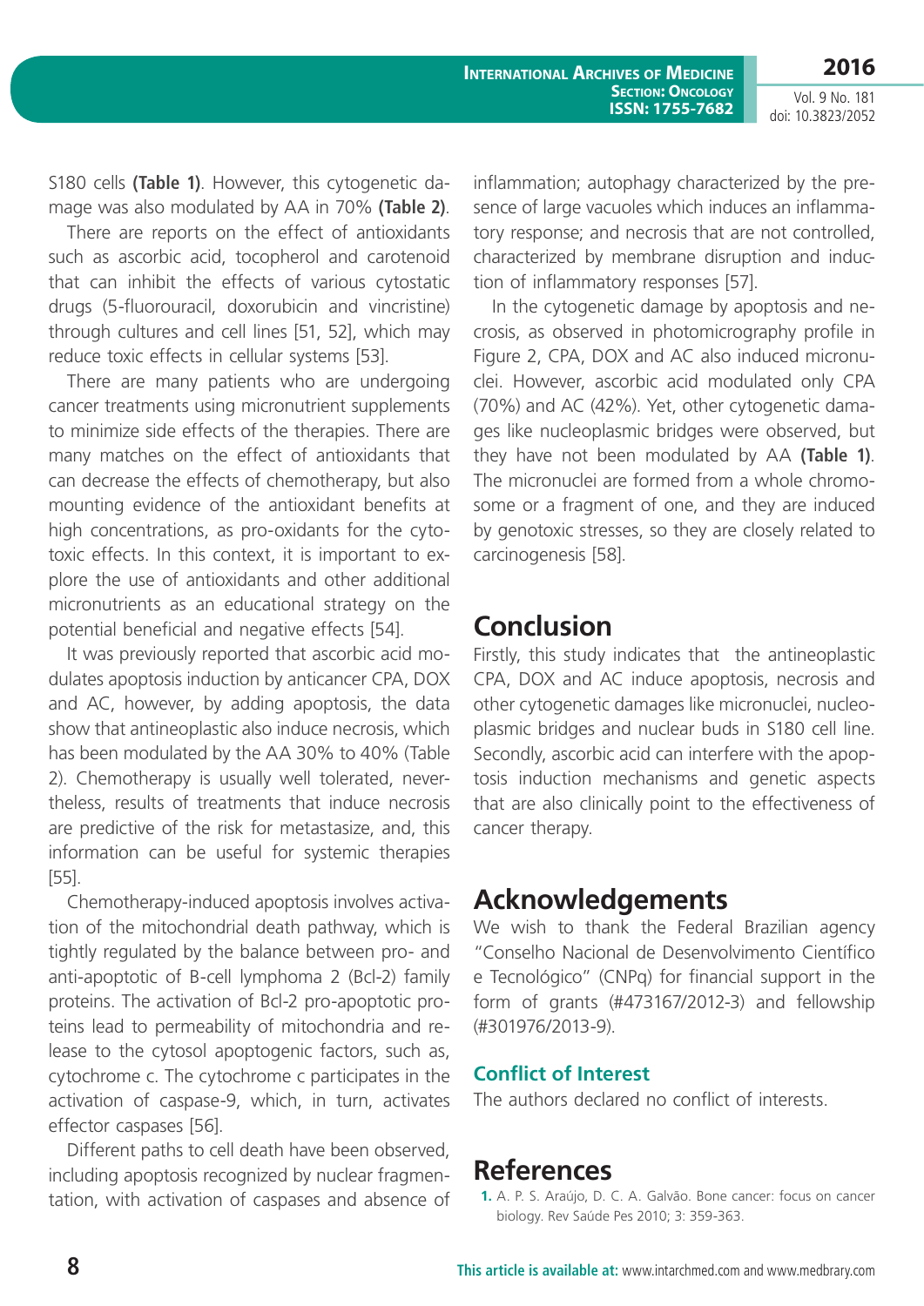S180 cells **(Table 1)**. However, this cytogenetic damage was also modulated by AA in 70% **(Table 2)**.

There are reports on the effect of antioxidants such as ascorbic acid, tocopherol and carotenoid that can inhibit the effects of various cytostatic drugs (5-fluorouracil, doxorubicin and vincristine) through cultures and cell lines [51, 52], which may reduce toxic effects in cellular systems [53].

There are many patients who are undergoing cancer treatments using micronutrient supplements to minimize side effects of the therapies. There are many matches on the effect of antioxidants that can decrease the effects of chemotherapy, but also mounting evidence of the antioxidant benefits at high concentrations, as pro-oxidants for the cytotoxic effects. In this context, it is important to explore the use of antioxidants and other additional micronutrients as an educational strategy on the potential beneficial and negative effects [54].

It was previously reported that ascorbic acid modulates apoptosis induction by anticancer CPA, DOX and AC, however, by adding apoptosis, the data show that antineoplastic also induce necrosis, which has been modulated by the AA 30% to 40% (Table 2). Chemotherapy is usually well tolerated, nevertheless, results of treatments that induce necrosis are predictive of the risk for metastasize, and, this information can be useful for systemic therapies [55].

Chemotherapy-induced apoptosis involves activation of the mitochondrial death pathway, which is tightly regulated by the balance between pro- and anti-apoptotic of B-cell lymphoma 2 (Bcl-2) family proteins. The activation of Bcl-2 pro-apoptotic proteins lead to permeability of mitochondria and release to the cytosol apoptogenic factors, such as, cytochrome c. The cytochrome c participates in the activation of caspase-9, which, in turn, activates effector caspases [56].

Different paths to cell death have been observed, including apoptosis recognized by nuclear fragmentation, with activation of caspases and absence of inflammation; autophagy characterized by the presence of large vacuoles which induces an inflammatory response; and necrosis that are not controlled, characterized by membrane disruption and induction of inflammatory responses [57].

In the cytogenetic damage by apoptosis and necrosis, as observed in photomicrography profile in Figure 2, CPA, DOX and AC also induced micronuclei. However, ascorbic acid modulated only CPA (70%) and AC (42%). Yet, other cytogenetic damages like nucleoplasmic bridges were observed, but they have not been modulated by AA **(Table 1)**. The micronuclei are formed from a whole chromosome or a fragment of one, and they are induced by genotoxic stresses, so they are closely related to carcinogenesis [58].

## Conclusion

Firstly, this study indicates that the antineoplastic CPA, DOX and AC induce apoptosis, necrosis and other cytogenetic damages like micronuclei, nucleoplasmic bridges and nuclear buds in S180 cell line. Secondly, ascorbic acid can interfere with the apoptosis induction mechanisms and genetic aspects that are also clinically point to the effectiveness of cancer therapy.

## Acknowledgements

We wish to thank the Federal Brazilian agency "Conselho Nacional de Desenvolvimento Científico e Tecnológico" (CNPq) for financial support in the form of grants (#473167/2012-3) and fellowship (#301976/2013-9).

### Conflict of Interest

The authors declared no conflict of interests.

## References

1. A. P. S. Araújo, D. C. A. Galvão. Bone cancer: focus on cancer biology. Rev Saúde Pes 2010; 3: 359-363.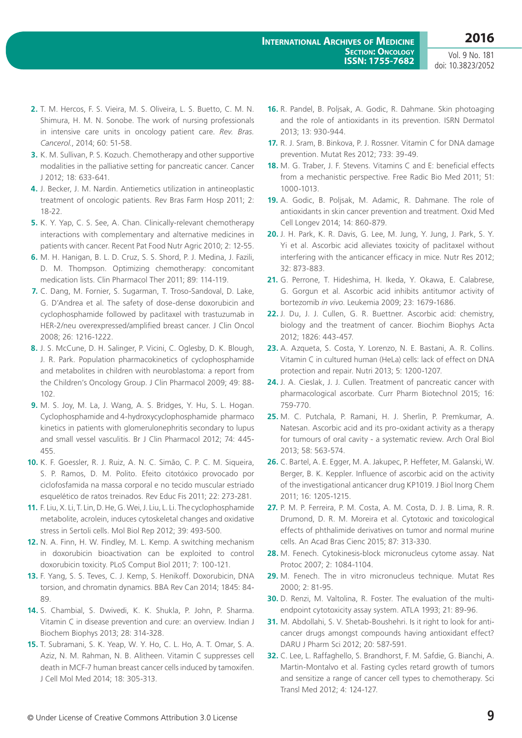2. T. M. Hercos, F. S. Vieira, M. S. Oliveira, L. S. Buetto, C. M. N. Shimura, H. M. N. Sonobe. The work of nursing professionals in intensive care units in oncology patient care. *Rev. Bras. Cancerol.*, 2014; 60: 51-58.
3. K. M. Sullivan, P. S. Kozuch. Chemotherapy and other supportive modalities in the palliative setting for pancreatic cancer. Cancer J 2012; 18: 633-641.
4. J. Becker, J. M. Nardin. Antiemetics utilization in antineoplastic treatment of oncologic patients. Rev Bras Farm Hosp 2011; 2: 18-22.
5. K. Y. Yap, C. S. See, A. Chan. Clinically-relevant chemotherapy interactions with complementary and alternative medicines in patients with cancer. Recent Pat Food Nutr Agric 2010; 2: 12-55.
6. M. H. Hanigan, B. L. D. Cruz, S. S. Shord, P. J. Medina, J. Fazili, D. M. Thompson. Optimizing chemotherapy: concomitant medication lists. Clin Pharmacol Ther 2011; 89: 114-119.
7. C. Dang, M. Fornier, S. Sugarman, T. Troso-Sandoval, D. Lake, G. D'Andrea et al. The safety of dose-dense doxorubicin and cyclophosphamide followed by paclitaxel with trastuzumab in HER-2/neu overexpressed/amplified breast cancer. J Clin Oncol 2008; 26: 1216-1222.
8. J. S. McCune, D. H. Salinger, P. Vicini, C. Oglesby, D. K. Blough, J. R. Park. Population pharmacokinetics of cyclophosphamide and metabolites in children with neuroblastoma: a report from the Children's Oncology Group. J Clin Pharmacol 2009; 49: 88-102.
9. M. S. Joy, M. La, J. Wang, A. S. Bridges, Y. Hu, S. L. Hogan. Cyclophosphamide and 4-hydroxycyclophosphamide pharmaco kinetics in patients with glomerulonephritis secondary to lupus and small vessel vasculitis. Br J Clin Pharmacol 2012; 74: 445-455.
10. K. F. Goessler, R. J. Ruiz, A. N. C. Simão, C. P. C. M. Siqueira, S. P. Ramos, D. M. Polito. Efeito citotóxico provocado por ciclofosfamida na massa corporal e no tecido muscular estriado esquelético de ratos treinados. Rev Educ Fis 2011; 22: 273-281.
11. F. Liu, X. Li, T. Lin, D. He, G. Wei, J. Liu, L. Li. The cyclophosphamide metabolite, acrolein, induces cytoskeletal changes and oxidative stress in Sertoli cells. Mol Biol Rep 2012; 39: 493-500.
12. N. A. Finn, H. W. Findley, M. L. Kemp. A switching mechanism in doxorubicin bioactivation can be exploited to control doxorubicin toxicity. PLoS Comput Biol 2011; 7: 100-121.
13. F. Yang, S. S. Teves, C. J. Kemp, S. Henikoff. Doxorubicin, DNA torsion, and chromatin dynamics. BBA Rev Can 2014; 1845: 84-89.
14. S. Chambial, S. Dwivedi, K. K. Shukla, P. John, P. Sharma. Vitamin C in disease prevention and cure: an overview. Indian J Biochem Biophys 2013; 28: 314-328.
15. T. Subramani, S. K. Yeap, W. Y. Ho, C. L. Ho, A. T. Omar, S. A. Aziz, N. M. Rahman, N. B. Alitheen. Vitamin C suppresses cell death in MCF-7 human breast cancer cells induced by tamoxifen. J Cell Mol Med 2014; 18: 305-313.
16. R. Pandel, B. Poljsak, A. Godic, R. Dahmane. Skin photoaging and the role of antioxidants in its prevention. ISRN Dermatol 2013; 13: 930-944.
17. R. J. Sram, B. Binkova, P. J. Rossner. Vitamin C for DNA damage prevention. Mutat Res 2012; 733: 39-49.
18. M. G. Traber, J. F. Stevens. Vitamins C and E: beneficial effects from a mechanistic perspective. Free Radic Bio Med 2011; 51: 1000-1013.
19. A. Godic, B. Poljsak, M. Adamic, R. Dahmane. The role of antioxidants in skin cancer prevention and treatment. Oxid Med Cell Longev 2014; 14: 860-879.
20. J. H. Park, K. R. Davis, G. Lee, M. Jung, Y. Jung, J. Park, S. Y. Yi et al. Ascorbic acid alleviates toxicity of paclitaxel without interfering with the anticancer efficacy in mice. Nutr Res 2012; 32: 873-883.
21. G. Perrone, T. Hideshima, H. Ikeda, Y. Okawa, E. Calabrese, G. Gorgun et al. Ascorbic acid inhibits antitumor activity of bortezomib *in vivo*. Leukemia 2009; 23: 1679-1686.
22. J. Du, J. J. Cullen, G. R. Buettner. Ascorbic acid: chemistry, biology and the treatment of cancer. Biochim Biophys Acta 2012; 1826: 443-457.
23. A. Azqueta, S. Costa, Y. Lorenzo, N. E. Bastani, A. R. Collins. Vitamin C in cultured human (HeLa) cells: lack of effect on DNA protection and repair. Nutri 2013; 5: 1200-1207.
24. J. A. Cieslak, J. J. Cullen. Treatment of pancreatic cancer with pharmacological ascorbate. Curr Pharm Biotechnol 2015; 16: 759-770.
25. M. C. Putchala, P. Ramani, H. J. Sherlin, P. Premkumar, A. Natesan. Ascorbic acid and its pro-oxidant activity as a therapy for tumours of oral cavity - a systematic review. Arch Oral Biol 2013; 58: 563-574.
26. C. Bartel, A. E. Egger, M. A. Jakupec, P. Heffeter, M. Galanski, W. Berger, B. K. Keppler. Influence of ascorbic acid on the activity of the investigational anticancer drug KP1019. J Biol Inorg Chem 2011; 16: 1205-1215.
27. P. M. P. Ferreira, P. M. Costa, A. M. Costa, D. J. B. Lima, R. R. Drumond, D. R. M. Moreira et al. Cytotoxic and toxicological effects of phthalimide derivatives on tumor and normal murine cells. An Acad Bras Cienc 2015; 87: 313-330.
28. M. Fenech. Cytokinesis-block micronucleus cytome assay. Nat Protoc 2007; 2: 1084-1104.
29. M. Fenech. The in vitro micronucleus technique. Mutat Res 2000; 2: 81-95.
30. D. Renzi, M. Valtolina, R. Foster. The evaluation of the multi-endpoint cytotoxicity assay system. ATLA 1993; 21: 89-96.
31. M. Abdollahi, S. V. Shetab-Boushehri. Is it right to look for anti-cancer drugs amongst compounds having antioxidant effect? DARU J Pharm Sci 2012; 20: 587-591.
32. C. Lee, L. Raffaghello, S. Brandhorst, F. M. Safdie, G. Bianchi, A. Martin-Montalvo et al. Fasting cycles retard growth of tumors and sensitize a range of cancer cell types to chemotherapy. Sci Transl Med 2012; 4: 124-127.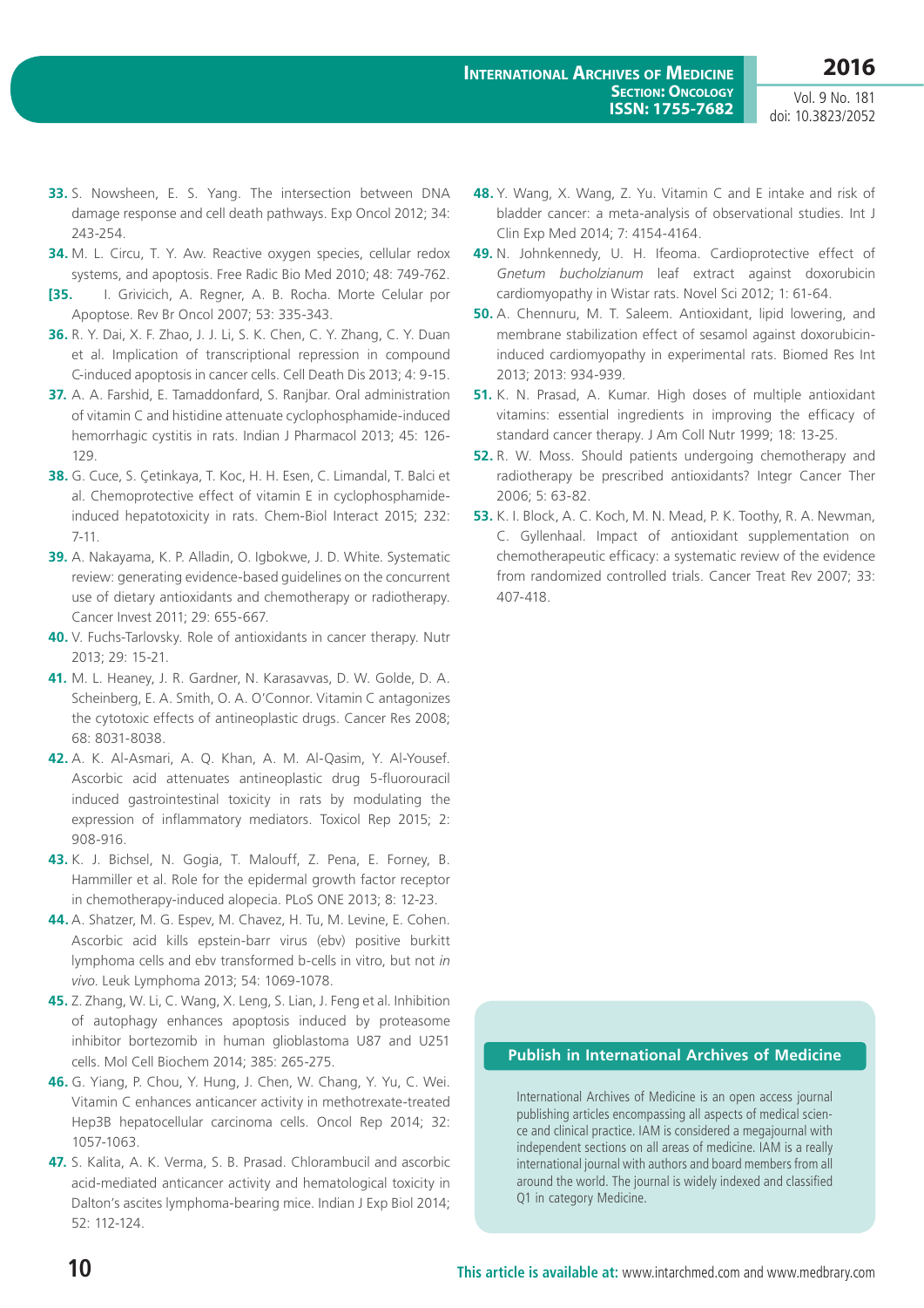**33.** S. Nowsheen, E. S. Yang. The intersection between DNA damage response and cell death pathways. Exp Oncol 2012; 34: 243-254.

**34.** M. L. Circu, T. Y. Aw. Reactive oxygen species, cellular redox systems, and apoptosis. Free Radic Bio Med 2010; 48: 749-762.

**[35.** I. Grivicich, A. Regner, A. B. Rocha. Morte Celular por Apoptose. Rev Br Oncol 2007; 53: 335-343.

**36.** R. Y. Dai, X. F. Zhao, J. J. Li, S. K. Chen, C. Y. Zhang, C. Y. Duan et al. Implication of transcriptional repression in compound C-induced apoptosis in cancer cells. Cell Death Dis 2013; 4: 9-15.

**37.** A. A. Farshid, E. Tamaddonfard, S. Ranjbar. Oral administration of vitamin C and histidine attenuate cyclophosphamide-induced hemorrhagic cystitis in rats. Indian J Pharmacol 2013; 45: 126-129.

**38.** G. Cuce, S. Çetinkaya, T. Koc, H. H. Esen, C. Limandal, T. Balci et al. Chemoprotective effect of vitamin E in cyclophosphamide-induced hepatotoxicity in rats. Chem-Biol Interact 2015; 232: 7-11.

**39.** A. Nakayama, K. P. Alladin, O. Igbokwe, J. D. White. Systematic review: generating evidence-based guidelines on the concurrent use of dietary antioxidants and chemotherapy or radiotherapy. Cancer Invest 2011; 29: 655-667.

**40.** V. Fuchs-Tarlovsky. Role of antioxidants in cancer therapy. Nutr 2013; 29: 15-21.

**41.** M. L. Heaney, J. R. Gardner, N. Karasavvas, D. W. Golde, D. A. Scheinberg, E. A. Smith, O. A. O'Connor. Vitamin C antagonizes the cytotoxic effects of antineoplastic drugs. Cancer Res 2008; 68: 8031-8038.

**42.** A. K. Al-Asmari, A. Q. Khan, A. M. Al-Qasim, Y. Al-Yousef. Ascorbic acid attenuates antineoplastic drug 5-fluorouracil induced gastrointestinal toxicity in rats by modulating the expression of inflammatory mediators. Toxicol Rep 2015; 2: 908-916.

**43.** K. J. Bichsel, N. Gogia, T. Malouff, Z. Pena, E. Forney, B. Hammiller et al. Role for the epidermal growth factor receptor in chemotherapy-induced alopecia. PLoS ONE 2013; 8: 12-23.

**44.** A. Shatzer, M. G. Espev, M. Chavez, H. Tu, M. Levine, E. Cohen. Ascorbic acid kills epstein-barr virus (ebv) positive burkitt lymphoma cells and ebv transformed b-cells in vitro, but not *in vivo*. Leuk Lymphoma 2013; 54: 1069-1078.

**45.** Z. Zhang, W. Li, C. Wang, X. Leng, S. Lian, J. Feng et al. Inhibition of autophagy enhances apoptosis induced by proteasome inhibitor bortezomib in human glioblastoma U87 and U251 cells. Mol Cell Biochem 2014; 385: 265-275.

**46.** G. Yiang, P. Chou, Y. Hung, J. Chen, W. Chang, Y. Yu, C. Wei. Vitamin C enhances anticancer activity in methotrexate-treated Hep3B hepatocellular carcinoma cells. Oncol Rep 2014; 32: 1057-1063.

**47.** S. Kalita, A. K. Verma, S. B. Prasad. Chlorambucil and ascorbic acid-mediated anticancer activity and hematological toxicity in Dalton's ascites lymphoma-bearing mice. Indian J Exp Biol 2014; 52: 112-124.

**48.** Y. Wang, X. Wang, Z. Yu. Vitamin C and E intake and risk of bladder cancer: a meta-analysis of observational studies. Int J Clin Exp Med 2014; 7: 4154-4164.

**49.** N. Johnkennedy, U. H. Ifeoma. Cardioprotective effect of *Gnetum bucholzianum* leaf extract against doxorubicin cardiomyopathy in Wistar rats. Novel Sci 2012; 1: 61-64.

**50.** A. Chennuru, M. T. Saleem. Antioxidant, lipid lowering, and membrane stabilization effect of sesamol against doxorubicin-induced cardiomyopathy in experimental rats. Biomed Res Int 2013; 2013: 934-939.

**51.** K. N. Prasad, A. Kumar. High doses of multiple antioxidant vitamins: essential ingredients in improving the efficacy of standard cancer therapy. J Am Coll Nutr 1999; 18: 13-25.

**52.** R. W. Moss. Should patients undergoing chemotherapy and radiotherapy be prescribed antioxidants? Integr Cancer Ther 2006; 5: 63-82.

**53.** K. I. Block, A. C. Koch, M. N. Mead, P. K. Toothy, R. A. Newman, C. Gyllenhaal. Impact of antioxidant supplementation on chemotherapeutic efficacy: a systematic review of the evidence from randomized controlled trials. Cancer Treat Rev 2007; 33: 407-418.

**Publish in International Archives of Medicine**

International Archives of Medicine is an open access journal publishing articles encompassing all aspects of medical science and clinical practice. IAM is considered a megajournal with independent sections on all areas of medicine. IAM is a really international journal with authors and board members from all around the world. The journal is widely indexed and classified Q1 in category Medicine.